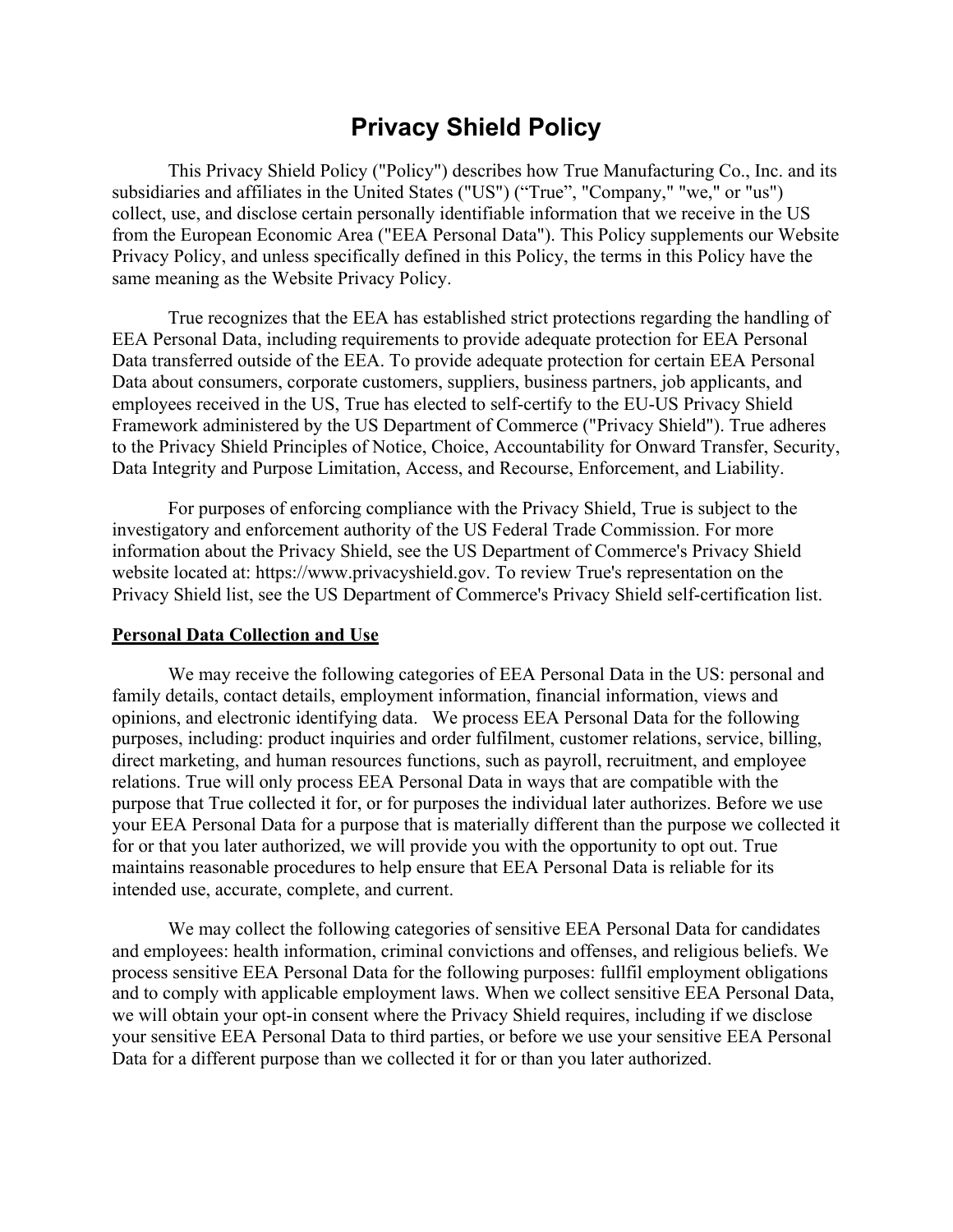# Privacy Shield Policy

This Privacy Shield Policy ("Policy") describes how True Manufacturing Co., Inc. and its subsidiaries and affiliates in the United States ("US") ("True", "Company," "we," or "us") collect, use, and disclose certain personally identifiable information that we receive in the US from the European Economic Area ("EEA Personal Data"). This Policy supplements our Website Privacy Policy, and unless specifically defined in this Policy, the terms in this Policy have the same meaning as the Website Privacy Policy.

True recognizes that the EEA has established strict protections regarding the handling of EEA Personal Data, including requirements to provide adequate protection for EEA Personal Data transferred outside of the EEA. To provide adequate protection for certain EEA Personal Data about consumers, corporate customers, suppliers, business partners, job applicants, and employees received in the US, True has elected to self-certify to the EU-US Privacy Shield Framework administered by the US Department of Commerce ("Privacy Shield"). True adheres to the Privacy Shield Principles of Notice, Choice, Accountability for Onward Transfer, Security, Data Integrity and Purpose Limitation, Access, and Recourse, Enforcement, and Liability.

For purposes of enforcing compliance with the Privacy Shield, True is subject to the investigatory and enforcement authority of the US Federal Trade Commission. For more information about the Privacy Shield, see the US Department of Commerce's Privacy Shield website located at: https://www.privacyshield.gov. To review True's representation on the Privacy Shield list, see the US Department of Commerce's Privacy Shield self-certification list.

**Personal Data Collection and Use**

We may receive the following categories of EEA Personal Data in the US: personal and family details, contact details, employment information, financial information, views and opinions, and electronic identifying data. We process EEA Personal Data for the following purposes, including: product inquiries and order fulfilment, customer relations, service, billing, direct marketing, and human resources functions, such as payroll, recruitment, and employee relations. True will only process EEA Personal Data in ways that are compatible with the purpose that True collected it for, or for purposes the individual later authorizes. Before we use your EEA Personal Data for a purpose that is materially different than the purpose we collected it for or that you later authorized, we will provide you with the opportunity to opt out. True maintains reasonable procedures to help ensure that EEA Personal Data is reliable for its intended use, accurate, complete, and current.

We may collect the following categories of sensitive EEA Personal Data for candidates and employees: health information, criminal convictions and offenses, and religious beliefs. We process sensitive EEA Personal Data for the following purposes: fullfil employment obligations and to comply with applicable employment laws. When we collect sensitive EEA Personal Data, we will obtain your opt-in consent where the Privacy Shield requires, including if we disclose your sensitive EEA Personal Data to third parties, or before we use your sensitive EEA Personal Data for a different purpose than we collected it for or than you later authorized.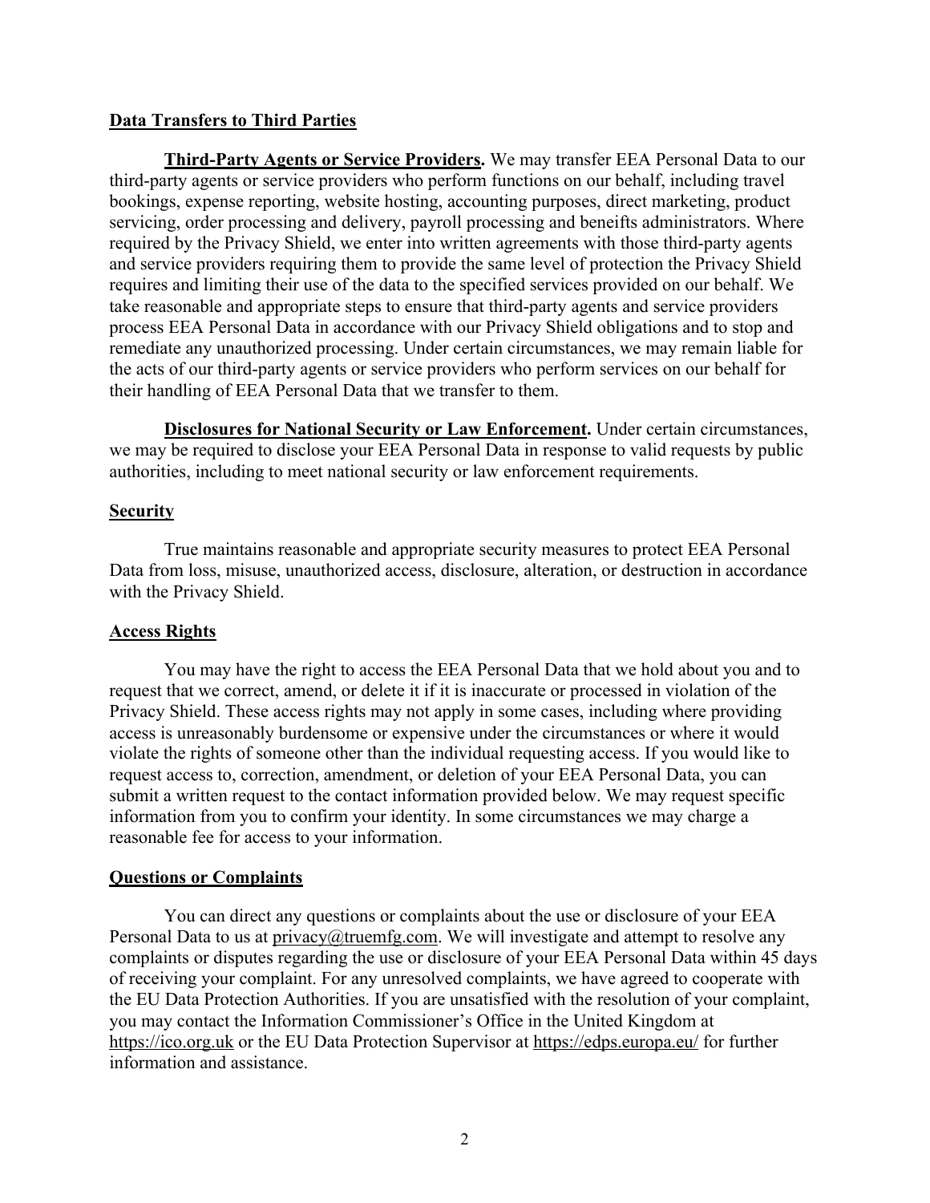## Data Transfers to Third Parties

**Third-Party Agents or Service Providers.** We may transfer EEA Personal Data to our third-party agents or service providers who perform functions on our behalf, including travel bookings, expense reporting, website hosting, accounting purposes, direct marketing, product servicing, order processing and delivery, payroll processing and beneifts administrators. Where required by the Privacy Shield, we enter into written agreements with those third-party agents and service providers requiring them to provide the same level of protection the Privacy Shield requires and limiting their use of the data to the specified services provided on our behalf. We take reasonable and appropriate steps to ensure that third-party agents and service providers process EEA Personal Data in accordance with our Privacy Shield obligations and to stop and remediate any unauthorized processing. Under certain circumstances, we may remain liable for the acts of our third-party agents or service providers who perform services on our behalf for their handling of EEA Personal Data that we transfer to them.

**Disclosures for National Security or Law Enforcement.** Under certain circumstances, we may be required to disclose your EEA Personal Data in response to valid requests by public authorities, including to meet national security or law enforcement requirements.

## Security

True maintains reasonable and appropriate security measures to protect EEA Personal Data from loss, misuse, unauthorized access, disclosure, alteration, or destruction in accordance with the Privacy Shield.

## Access Rights

You may have the right to access the EEA Personal Data that we hold about you and to request that we correct, amend, or delete it if it is inaccurate or processed in violation of the Privacy Shield. These access rights may not apply in some cases, including where providing access is unreasonably burdensome or expensive under the circumstances or where it would violate the rights of someone other than the individual requesting access. If you would like to request access to, correction, amendment, or deletion of your EEA Personal Data, you can submit a written request to the contact information provided below. We may request specific information from you to confirm your identity. In some circumstances we may charge a reasonable fee for access to your information.

## Questions or Complaints

You can direct any questions or complaints about the use or disclosure of your EEA Personal Data to us at privacy@truemfg.com. We will investigate and attempt to resolve any complaints or disputes regarding the use or disclosure of your EEA Personal Data within 45 days of receiving your complaint. For any unresolved complaints, we have agreed to cooperate with the EU Data Protection Authorities. If you are unsatisfied with the resolution of your complaint, you may contact the Information Commissioner's Office in the United Kingdom at https://ico.org.uk or the EU Data Protection Supervisor at https://edps.europa.eu/ for further information and assistance.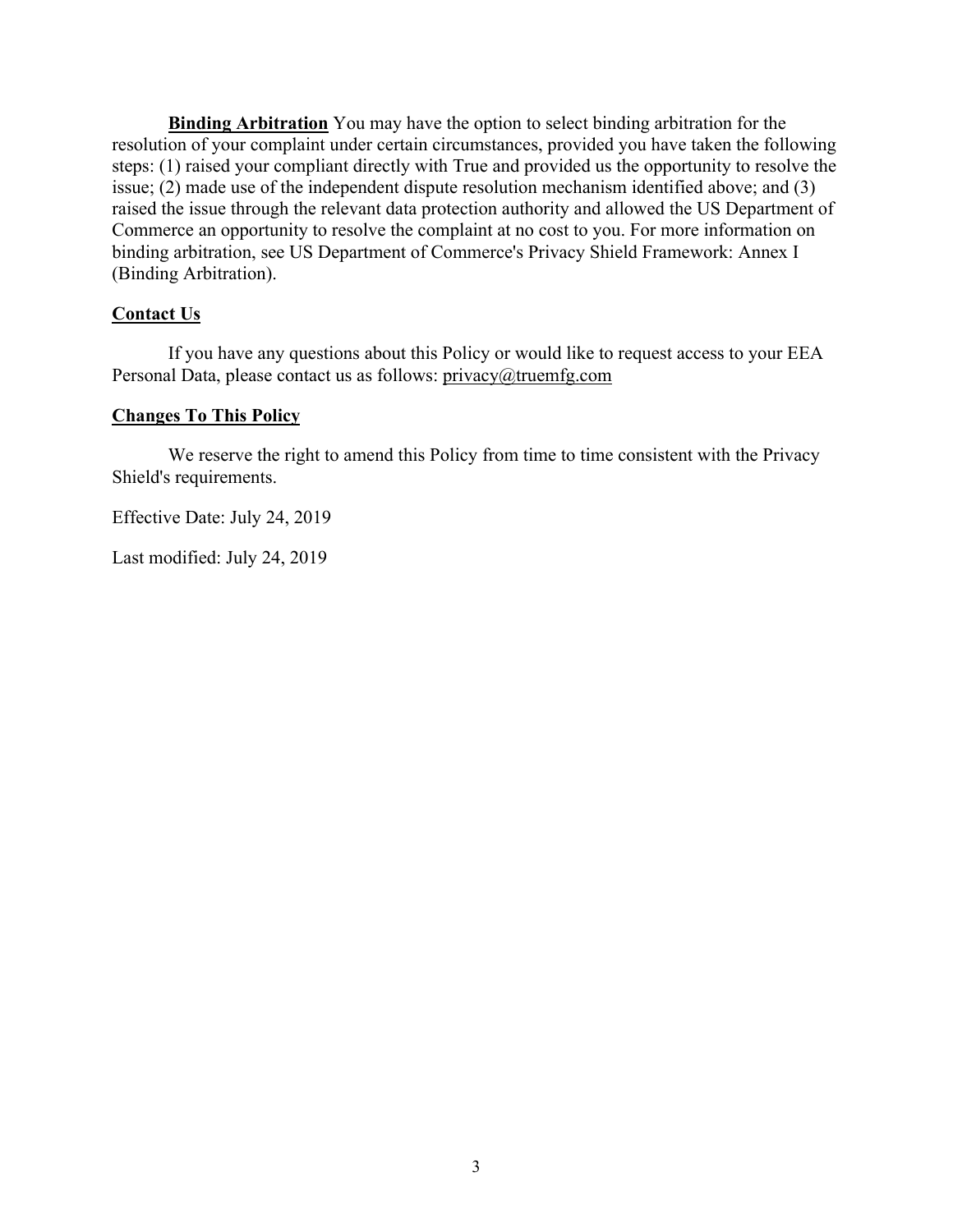**Binding Arbitration** You may have the option to select binding arbitration for the resolution of your complaint under certain circumstances, provided you have taken the following steps: (1) raised your compliant directly with True and provided us the opportunity to resolve the issue; (2) made use of the independent dispute resolution mechanism identified above; and (3) raised the issue through the relevant data protection authority and allowed the US Department of Commerce an opportunity to resolve the complaint at no cost to you. For more information on binding arbitration, see US Department of Commerce's Privacy Shield Framework: Annex I (Binding Arbitration).

## Contact Us

If you have any questions about this Policy or would like to request access to your EEA Personal Data, please contact us as follows: privacy@truemfg.com

## Changes To This Policy

We reserve the right to amend this Policy from time to time consistent with the Privacy Shield's requirements.

Effective Date: July 24, 2019

Last modified: July 24, 2019